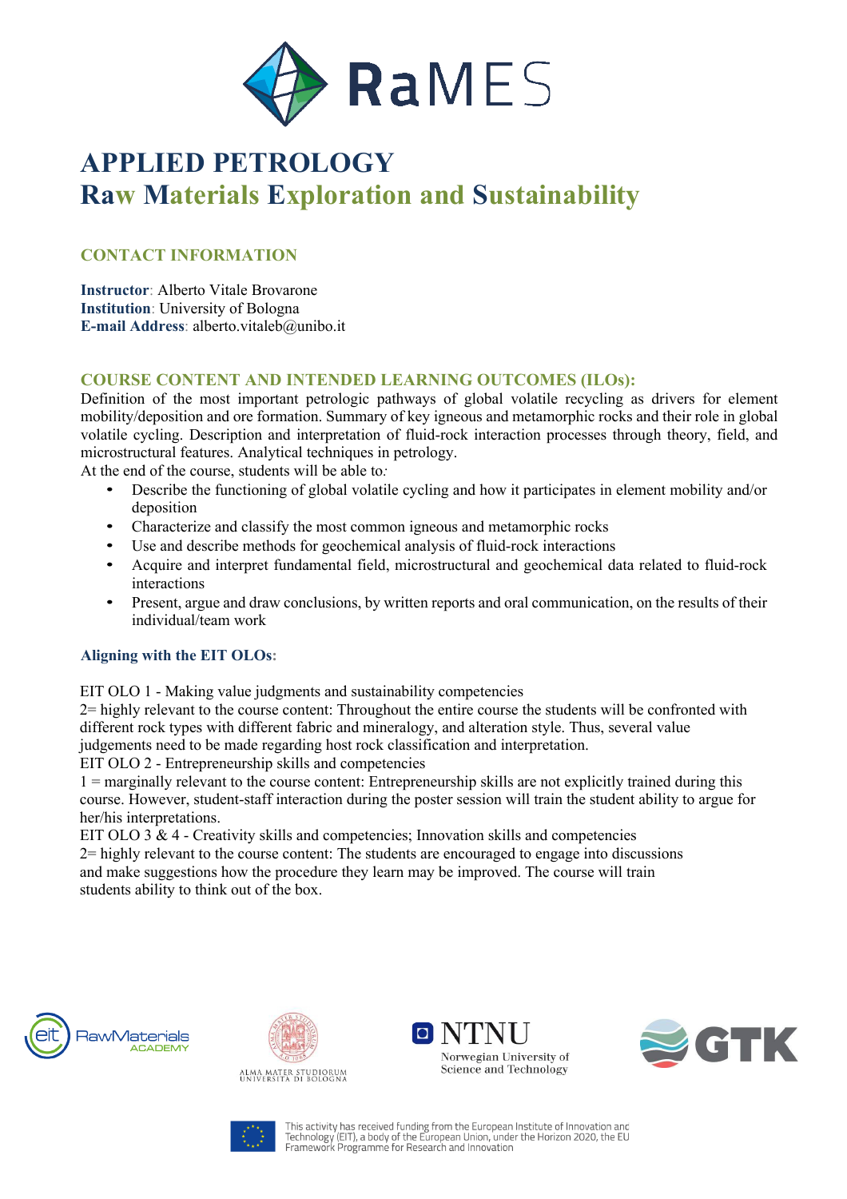# APPLIED PETROLOGY
## Raw Materials Exploration and Sustainability

### CONTACT INFORMATION

**Instructor**: Alberto Vitale Brovarone
**Institution**: University of Bologna
**E-mail Address**: alberto.vitaleb@unibo.it

### COURSE CONTENT AND INTENDED LEARNING OUTCOMES (ILOs):

Definition of the most important petrologic pathways of global volatile recycling as drivers for element mobility/deposition and ore formation. Summary of key igneous and metamorphic rocks and their role in global volatile cycling. Description and interpretation of fluid-rock interaction processes through theory, field, and microstructural features. Analytical techniques in petrology.

At the end of the course, students will be able to*:*

- Describe the functioning of global volatile cycling and how it participates in element mobility and/or deposition
- Characterize and classify the most common igneous and metamorphic rocks
- Use and describe methods for geochemical analysis of fluid-rock interactions
- Acquire and interpret fundamental field, microstructural and geochemical data related to fluid-rock interactions
- Present, argue and draw conclusions, by written reports and oral communication, on the results of their individual/team work

#### Aligning with the EIT OLOs:

EIT OLO 1 - Making value judgments and sustainability competencies
2= highly relevant to the course content: Throughout the entire course the students will be confronted with different rock types with different fabric and mineralogy, and alteration style. Thus, several value judgements need to be made regarding host rock classification and interpretation.
EIT OLO 2 - Entrepreneurship skills and competencies
1 = marginally relevant to the course content: Entrepreneurship skills are not explicitly trained during this course. However, student-staff interaction during the poster session will train the student ability to argue for her/his interpretations.
EIT OLO 3 & 4 - Creativity skills and competencies; Innovation skills and competencies
2= highly relevant to the course content: The students are encouraged to engage into discussions and make suggestions how the procedure they learn may be improved. The course will train students ability to think out of the box.

This activity has received funding from the European Institute of Innovation and Technology (EIT), a body of the European Union, under the Horizon 2020, the EU Framework Programme for Research and Innovation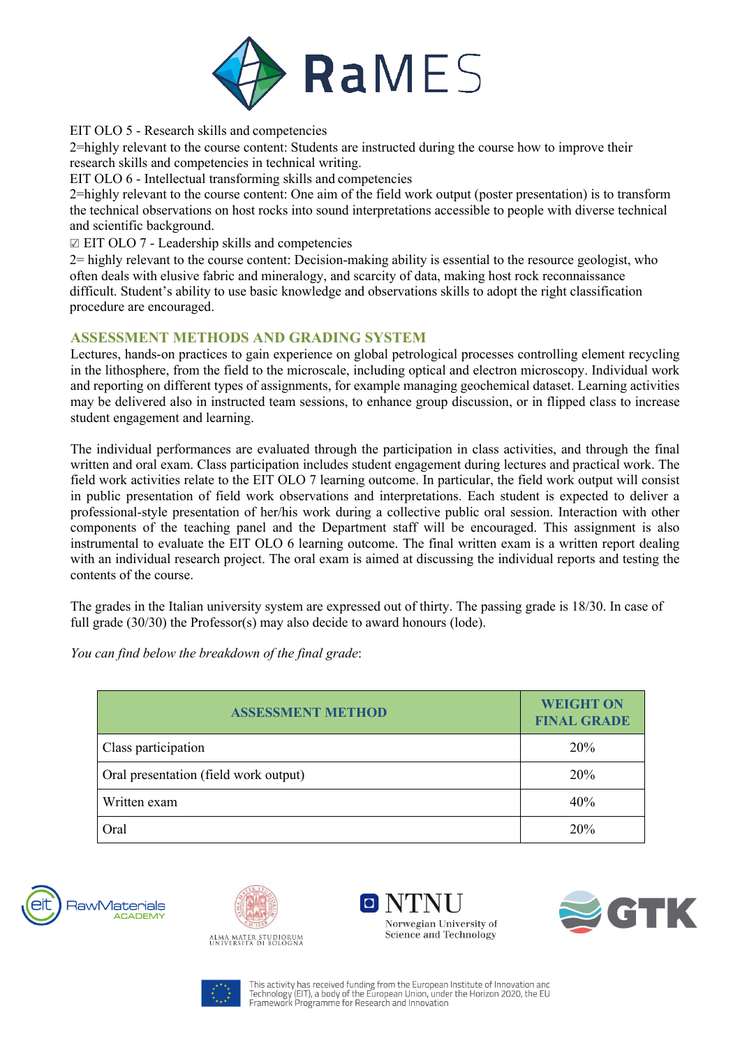EIT OLO 5 - Research skills and competencies
2=highly relevant to the course content: Students are instructed during the course how to improve their research skills and competencies in technical writing.
EIT OLO 6 - Intellectual transforming skills and competencies
2=highly relevant to the course content: One aim of the field work output (poster presentation) is to transform the technical observations on host rocks into sound interpretations accessible to people with diverse technical and scientific background.
☑ EIT OLO 7 - Leadership skills and competencies
2= highly relevant to the course content: Decision-making ability is essential to the resource geologist, who often deals with elusive fabric and mineralogy, and scarcity of data, making host rock reconnaissance difficult. Student's ability to use basic knowledge and observations skills to adopt the right classification procedure are encouraged.

## ASSESSMENT METHODS AND GRADING SYSTEM

Lectures, hands-on practices to gain experience on global petrological processes controlling element recycling in the lithosphere, from the field to the microscale, including optical and electron microscopy. Individual work and reporting on different types of assignments, for example managing geochemical dataset. Learning activities may be delivered also in instructed team sessions, to enhance group discussion, or in flipped class to increase student engagement and learning.

The individual performances are evaluated through the participation in class activities, and through the final written and oral exam. Class participation includes student engagement during lectures and practical work. The field work activities relate to the EIT OLO 7 learning outcome. In particular, the field work output will consist in public presentation of field work observations and interpretations. Each student is expected to deliver a professional-style presentation of her/his work during a collective public oral session. Interaction with other components of the teaching panel and the Department staff will be encouraged. This assignment is also instrumental to evaluate the EIT OLO 6 learning outcome. The final written exam is a written report dealing with an individual research project. The oral exam is aimed at discussing the individual reports and testing the contents of the course.

The grades in the Italian university system are expressed out of thirty. The passing grade is 18/30. In case of full grade (30/30) the Professor(s) may also decide to award honours (lode).

*You can find below the breakdown of the final grade*:

| ASSESSMENT METHOD | WEIGHT ON FINAL GRADE |
|---|---|
| Class participation | 20% |
| Oral presentation (field work output) | 20% |
| Written exam | 40% |
| Oral | 20% |

This activity has received funding from the European Institute of Innovation and Technology (EIT), a body of the European Union, under the Horizon 2020, the EU Framework Programme for Research and Innovation